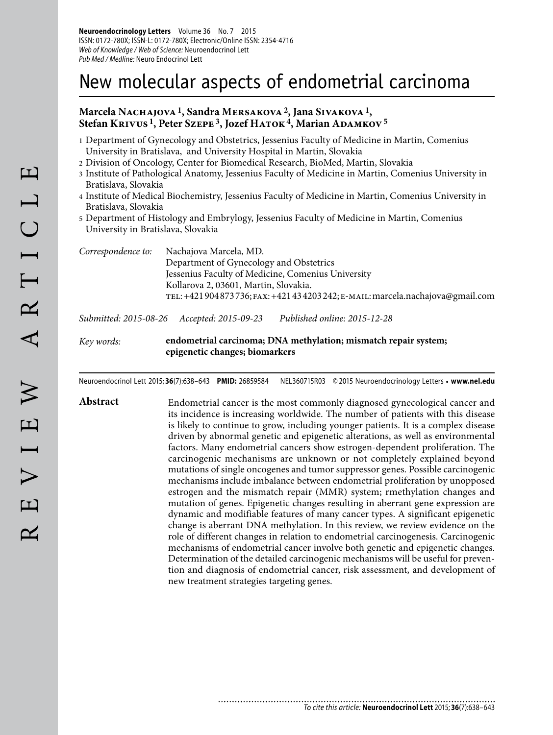# New molecular aspects of endometrial carcinoma

**Marcela Nachajova [1], Sandra Mersakova [2], Jana Sivakova [1], Stefan Krivus [1], Peter Szepe [3], Jozef Hatok [4], Marian Adamkov [5]**

1 Department of Gynecology and Obstetrics, Jessenius Faculty of Medicine in Martin, Comenius University in Bratislava, and University Hospital in Martin, Slovakia
2 Division of Oncology, Center for Biomedical Research, BioMed, Martin, Slovakia
3 Institute of Pathological Anatomy, Jessenius Faculty of Medicine in Martin, Comenius University in Bratislava, Slovakia
4 Institute of Medical Biochemistry, Jessenius Faculty of Medicine in Martin, Comenius University in Bratislava, Slovakia
5 Department of Histology and Embrylogy, Jessenius Faculty of Medicine in Martin, Comenius University in Bratislava, Slovakia

*Correspondence to:* Nachajova Marcela, MD.
Department of Gynecology and Obstetrics
Jessenius Faculty of Medicine, Comenius University
Kollarova 2, 03601, Martin, Slovakia.
TEL: +421 904 873 736; FAX: +421 43 4203 242; E-MAIL: marcela.nachajova@gmail.com

*Submitted: 2015-08-26* *Accepted: 2015-09-23* *Published online: 2015-12-28*

*Key words:* **endometrial carcinoma; DNA methylation; mismatch repair system; epigenetic changes; biomarkers**

Neuroendocrinol Lett 2015; **36**(7):638–643 **PMID:** 26859584 NEL360715R03 © 2015 Neuroendocrinology Letters • **www.nel.edu**

**Abstract**

Endometrial cancer is the most commonly diagnosed gynecological cancer and its incidence is increasing worldwide. The number of patients with this disease is likely to continue to grow, including younger patients. It is a complex disease driven by abnormal genetic and epigenetic alterations, as well as environmental factors. Many endometrial cancers show estrogen-dependent proliferation. The carcinogenic mechanisms are unknown or not completely explained beyond mutations of single oncogenes and tumor suppressor genes. Possible carcinogenic mechanisms include imbalance between endometrial proliferation by unopposed estrogen and the mismatch repair (MMR) system; rmethylation changes and mutation of genes. Epigenetic changes resulting in aberrant gene expression are dynamic and modifiable features of many cancer types. A significant epigenetic change is aberrant DNA methylation. In this review, we review evidence on the role of different changes in relation to endometrial carcinogenesis. Carcinogenic mechanisms of endometrial cancer involve both genetic and epigenetic changes. Determination of the detailed carcinogenic mechanisms will be useful for prevention and diagnosis of endometrial cancer, risk assessment, and development of new treatment strategies targeting genes.

*To cite this article:* **Neuroendocrinol Lett** 2015; **36**(7):638–643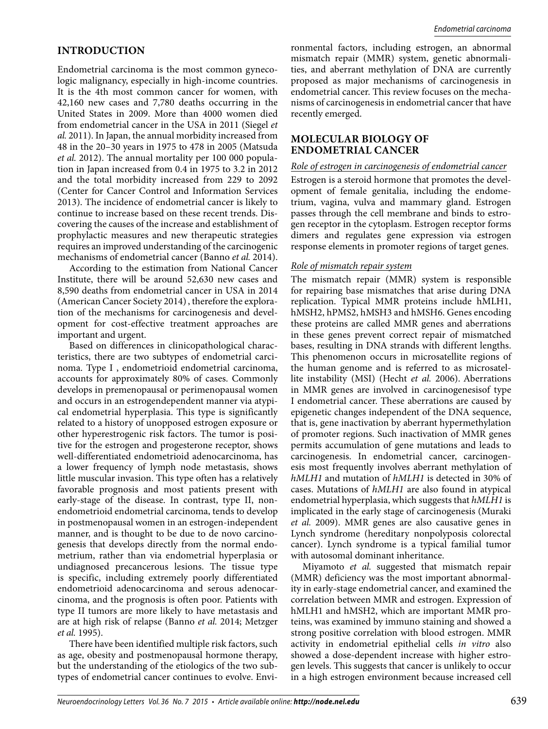## INTRODUCTION

Endometrial carcinoma is the most common gynecologic malignancy, especially in high-income countries. It is the 4th most common cancer for women, with 42,160 new cases and 7,780 deaths occurring in the United States in 2009. More than 4000 women died from endometrial cancer in the USA in 2011 (Siegel *et al.* 2011). In Japan, the annual morbidity increased from 48 in the 20–30 years in 1975 to 478 in 2005 (Matsuda *et al.* 2012). The annual mortality per 100 000 population in Japan increased from 0.4 in 1975 to 3.2 in 2012 and the total morbidity increased from 229 to 2092 (Center for Cancer Control and Information Services 2013). The incidence of endometrial cancer is likely to continue to increase based on these recent trends. Discovering the causes of the increase and establishment of prophylactic measures and new therapeutic strategies requires an improved understanding of the carcinogenic mechanisms of endometrial cancer (Banno *et al.* 2014).

According to the estimation from National Cancer Institute, there will be around 52,630 new cases and 8,590 deaths from endometrial cancer in USA in 2014 (American Cancer Society 2014) , therefore the exploration of the mechanisms for carcinogenesis and development for cost-effective treatment approaches are important and urgent.

Based on differences in clinicopathological characteristics, there are two subtypes of endometrial carcinoma. Type I , endometrioid endometrial carcinoma, accounts for approximately 80% of cases. Commonly develops in premenopausal or perimenopausal women and occurs in an estrogendependent manner via atypical endometrial hyperplasia. This type is significantly related to a history of unopposed estrogen exposure or other hyperestrogenic risk factors. The tumor is positive for the estrogen and progesterone receptor, shows well-differentiated endometrioid adenocarcinoma, has a lower frequency of lymph node metastasis, shows little muscular invasion. This type often has a relatively favorable prognosis and most patients present with early-stage of the disease. In contrast, type II, nonendometrioid endometrial carcinoma, tends to develop in postmenopausal women in an estrogen-independent manner, and is thought to be due to de novo carcinogenesis that develops directly from the normal endometrium, rather than via endometrial hyperplasia or undiagnosed precancerous lesions. The tissue type is specific, including extremely poorly differentiated endometrioid adenocarcinoma and serous adenocarcinoma, and the prognosis is often poor. Patients with type II tumors are more likely to have metastasis and are at high risk of relapse (Banno *et al.* 2014; Metzger *et al.* 1995).

There have been identified multiple risk factors, such as age, obesity and postmenopausal hormone therapy, but the understanding of the etiologics of the two subtypes of endometrial cancer continues to evolve. Environmental factors, including estrogen, an abnormal mismatch repair (MMR) system, genetic abnormalities, and aberrant methylation of DNA are currently proposed as major mechanisms of carcinogenesis in endometrial cancer. This review focuses on the mechanisms of carcinogenesis in endometrial cancer that have recently emerged.

## MOLECULAR BIOLOGY OF ENDOMETRIAL CANCER

### Role of estrogen in carcinogenesis of endometrial cancer

Estrogen is a steroid hormone that promotes the development of female genitalia, including the endometrium, vagina, vulva and mammary gland. Estrogen passes through the cell membrane and binds to estrogen receptor in the cytoplasm. Estrogen receptor forms dimers and regulates gene expression via estrogen response elements in promoter regions of target genes.

### Role of mismatch repair system

The mismatch repair (MMR) system is responsible for repairing base mismatches that arise during DNA replication. Typical MMR proteins include hMLH1, hMSH2, hPMS2, hMSH3 and hMSH6. Genes encoding these proteins are called MMR genes and aberrations in these genes prevent correct repair of mismatched bases, resulting in DNA strands with different lengths. This phenomenon occurs in microsatellite regions of the human genome and is referred to as microsatellite instability (MSI) (Hecht *et al.* 2006). Aberrations in MMR genes are involved in carcinogenesisof type I endometrial cancer. These aberrations are caused by epigenetic changes independent of the DNA sequence, that is, gene inactivation by aberrant hypermethylation of promoter regions. Such inactivation of MMR genes permits accumulation of gene mutations and leads to carcinogenesis. In endometrial cancer, carcinogenesis most frequently involves aberrant methylation of *hMLH1* and mutation of *hMLH1* is detected in 30% of cases. Mutations of *hMLH1* are also found in atypical endometrial hyperplasia, which suggests that *hMLH1* is implicated in the early stage of carcinogenesis (Muraki *et al.* 2009). MMR genes are also causative genes in Lynch syndrome (hereditary nonpolyposis colorectal cancer). Lynch syndrome is a typical familial tumor with autosomal dominant inheritance.

Miyamoto *et al.* suggested that mismatch repair (MMR) deficiency was the most important abnormality in early-stage endometrial cancer, and examined the correlation between MMR and estrogen. Expression of hMLH1 and hMSH2, which are important MMR proteins, was examined by immuno staining and showed a strong positive correlation with blood estrogen. MMR activity in endometrial epithelial cells *in vitro* also showed a dose-dependent increase with higher estrogen levels. This suggests that cancer is unlikely to occur in a high estrogen environment because increased cell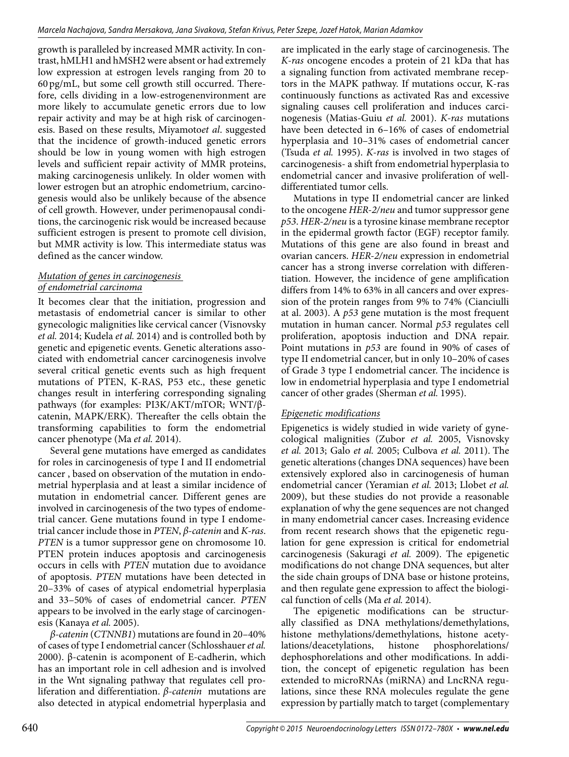growth is paralleled by increased MMR activity. In contrast, hMLH1 and hMSH2 were absent or had extremely low expression at estrogen levels ranging from 20 to 60 pg/mL, but some cell growth still occurred. Therefore, cells dividing in a low-estrogenenvironment are more likely to accumulate genetic errors due to low repair activity and may be at high risk of carcinogenesis. Based on these results, Miyamoto*et al*. suggested that the incidence of growth-induced genetic errors should be low in young women with high estrogen levels and sufficient repair activity of MMR proteins, making carcinogenesis unlikely. In older women with lower estrogen but an atrophic endometrium, carcinogenesis would also be unlikely because of the absence of cell growth. However, under perimenopausal conditions, the carcinogenic risk would be increased because sufficient estrogen is present to promote cell division, but MMR activity is low. This intermediate status was defined as the cancer window.

### *Mutation of genes in carcinogenesis of endometrial carcinoma*

It becomes clear that the initiation, progression and metastasis of endometrial cancer is similar to other gynecologic malignities like cervical cancer (Visnovsky *et al.* 2014; Kudela *et al.* 2014) and is controlled both by genetic and epigenetic events. Genetic alterations associated with endometrial cancer carcinogenesis involve several critical genetic events such as high frequent mutations of PTEN, K-RAS, P53 etc., these genetic changes result in interfering corresponding signaling pathways (for examples: PI3K/AKT/mTOR; WNT/β-catenin, MAPK/ERK). Thereafter the cells obtain the transforming capabilities to form the endometrial cancer phenotype (Ma *et al.* 2014).

Several gene mutations have emerged as candidates for roles in carcinogenesis of type I and II endometrial cancer , based on observation of the mutation in endometrial hyperplasia and at least a similar incidence of mutation in endometrial cancer. Different genes are involved in carcinogenesis of the two types of endometrial cancer. Gene mutations found in type I endometrial cancer include those in *PTEN*, *β-catenin* and *K-ras*. *PTEN* is a tumor suppressor gene on chromosome 10. PTEN protein induces apoptosis and carcinogenesis occurs in cells with *PTEN* mutation due to avoidance of apoptosis. *PTEN* mutations have been detected in 20–33% of cases of atypical endometrial hyperplasia and 33–50% of cases of endometrial cancer. *PTEN* appears to be involved in the early stage of carcinogenesis (Kanaya *et al.* 2005).

*β-catenin* (*CTNNB1*) mutations are found in 20–40% of cases of type I endometrial cancer (Schlosshauer *et al.* 2000). β-catenin is acomponent of E-cadherin, which has an important role in cell adhesion and is involved in the Wnt signaling pathway that regulates cell proliferation and differentiation. *β-catenin* mutations are also detected in atypical endometrial hyperplasia and are implicated in the early stage of carcinogenesis. The *K-ras* oncogene encodes a protein of 21 kDa that has a signaling function from activated membrane receptors in the MAPK pathway. If mutations occur, K-ras continuously functions as activated Ras and excessive signaling causes cell proliferation and induces carcinogenesis (Matias-Guiu *et al.* 2001). *K-ras* mutations have been detected in 6–16% of cases of endometrial hyperplasia and 10–31% cases of endometrial cancer (Tsuda *et al.* 1995). *K-ras* is involved in two stages of carcinogenesis- a shift from endometrial hyperplasia to endometrial cancer and invasive proliferation of well-differentiated tumor cells.

Mutations in type II endometrial cancer are linked to the oncogene *HER-2/neu* and tumor suppressor gene *p53*. *HER-2/neu* is a tyrosine kinase membrane receptor in the epidermal growth factor (EGF) receptor family. Mutations of this gene are also found in breast and ovarian cancers. *HER-2/neu* expression in endometrial cancer has a strong inverse correlation with differentiation. However, the incidence of gene amplification differs from 14% to 63% in all cancers and over expression of the protein ranges from 9% to 74% (Cianciulli at al. 2003). A *p53* gene mutation is the most frequent mutation in human cancer. Normal *p53* regulates cell proliferation, apoptosis induction and DNA repair. Point mutations in *p53* are found in 90% of cases of type II endometrial cancer, but in only 10–20% of cases of Grade 3 type I endometrial cancer. The incidence is low in endometrial hyperplasia and type I endometrial cancer of other grades (Sherman *et al.* 1995).

### *Epigenetic modifications*

Epigenetics is widely studied in wide variety of gynecological malignities (Zubor *et al.* 2005, Visnovsky *et al.* 2013; Galo *et al.* 2005; Culbova *et al.* 2011). The genetic alterations (changes DNA sequences) have been extensively explored also in carcinogenesis of human endometrial cancer (Yeramian *et al.* 2013; Llobet *et al.* 2009), but these studies do not provide a reasonable explanation of why the gene sequences are not changed in many endometrial cancer cases. Increasing evidence from recent research shows that the epigenetic regulation for gene expression is critical for endometrial carcinogenesis (Sakuragi *et al.* 2009). The epigenetic modifications do not change DNA sequences, but alter the side chain groups of DNA base or histone proteins, and then regulate gene expression to affect the biological function of cells (Ma *et al.* 2014).

The epigenetic modifications can be structurally classified as DNA methylations/demethylations, histone methylations/demethylations, histone acetylations/deacetylations, histone phosphorelations/dephosphorelations and other modifications. In addition, the concept of epigenetic regulation has been extended to microRNAs (miRNA) and LncRNA regulations, since these RNA molecules regulate the gene expression by partially match to target (complementary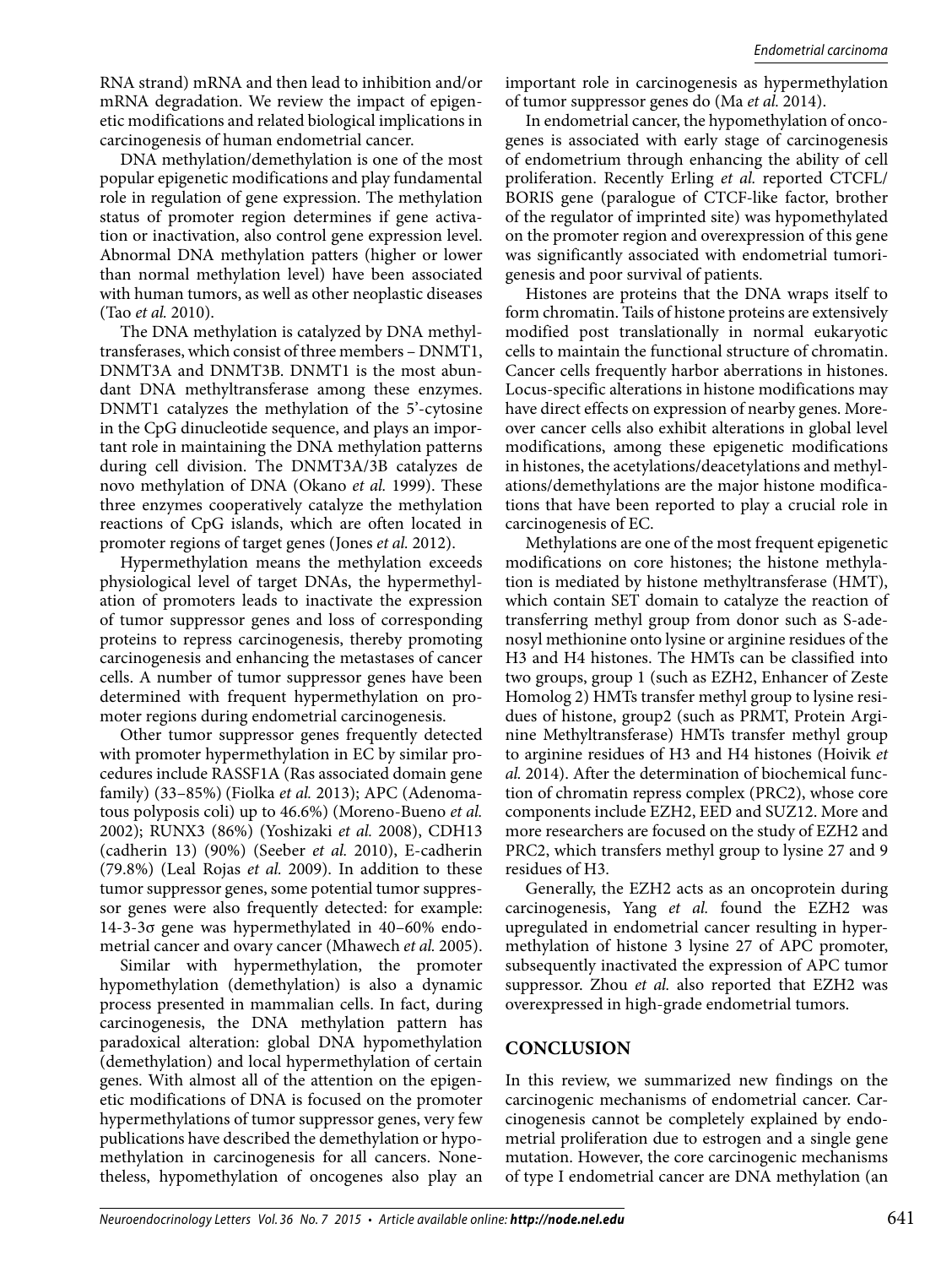RNA strand) mRNA and then lead to inhibition and/or mRNA degradation. We review the impact of epigenetic modifications and related biological implications in carcinogenesis of human endometrial cancer.

DNA methylation/demethylation is one of the most popular epigenetic modifications and play fundamental role in regulation of gene expression. The methylation status of promoter region determines if gene activation or inactivation, also control gene expression level. Abnormal DNA methylation patters (higher or lower than normal methylation level) have been associated with human tumors, as well as other neoplastic diseases (Tao *et al.* 2010).

The DNA methylation is catalyzed by DNA methyltransferases, which consist of three members – DNMT1, DNMT3A and DNMT3B. DNMT1 is the most abundant DNA methyltransferase among these enzymes. DNMT1 catalyzes the methylation of the 5'-cytosine in the CpG dinucleotide sequence, and plays an important role in maintaining the DNA methylation patterns during cell division. The DNMT3A/3B catalyzes de novo methylation of DNA (Okano *et al.* 1999). These three enzymes cooperatively catalyze the methylation reactions of CpG islands, which are often located in promoter regions of target genes (Jones *et al.* 2012).

Hypermethylation means the methylation exceeds physiological level of target DNAs, the hypermethylation of promoters leads to inactivate the expression of tumor suppressor genes and loss of corresponding proteins to repress carcinogenesis, thereby promoting carcinogenesis and enhancing the metastases of cancer cells. A number of tumor suppressor genes have been determined with frequent hypermethylation on promoter regions during endometrial carcinogenesis.

Other tumor suppressor genes frequently detected with promoter hypermethylation in EC by similar procedures include RASSF1A (Ras associated domain gene family) (33–85%) (Fiolka *et al.* 2013); APC (Adenomatous polyposis coli) up to 46.6%) (Moreno-Bueno *et al.* 2002); RUNX3 (86%) (Yoshizaki *et al.* 2008), CDH13 (cadherin 13) (90%) (Seeber *et al.* 2010), E-cadherin (79.8%) (Leal Rojas *et al.* 2009). In addition to these tumor suppressor genes, some potential tumor suppressor genes were also frequently detected: for example: 14-3-3σ gene was hypermethylated in 40–60% endometrial cancer and ovary cancer (Mhawech *et al.* 2005).

Similar with hypermethylation, the promoter hypomethylation (demethylation) is also a dynamic process presented in mammalian cells. In fact, during carcinogenesis, the DNA methylation pattern has paradoxical alteration: global DNA hypomethylation (demethylation) and local hypermethylation of certain genes. With almost all of the attention on the epigenetic modifications of DNA is focused on the promoter hypermethylations of tumor suppressor genes, very few publications have described the demethylation or hypomethylation in carcinogenesis for all cancers. Nonetheless, hypomethylation of oncogenes also play an important role in carcinogenesis as hypermethylation of tumor suppressor genes do (Ma *et al.* 2014).

In endometrial cancer, the hypomethylation of oncogenes is associated with early stage of carcinogenesis of endometrium through enhancing the ability of cell proliferation. Recently Erling *et al.* reported CTCFL/BORIS gene (paralogue of CTCF-like factor, brother of the regulator of imprinted site) was hypomethylated on the promoter region and overexpression of this gene was significantly associated with endometrial tumorigenesis and poor survival of patients.

Histones are proteins that the DNA wraps itself to form chromatin. Tails of histone proteins are extensively modified post translationally in normal eukaryotic cells to maintain the functional structure of chromatin. Cancer cells frequently harbor aberrations in histones. Locus-specific alterations in histone modifications may have direct effects on expression of nearby genes. Moreover cancer cells also exhibit alterations in global level modifications, among these epigenetic modifications in histones, the acetylations/deacetylations and methylations/demethylations are the major histone modifications that have been reported to play a crucial role in carcinogenesis of EC.

Methylations are one of the most frequent epigenetic modifications on core histones; the histone methylation is mediated by histone methyltransferase (HMT), which contain SET domain to catalyze the reaction of transferring methyl group from donor such as S-adenosyl methionine onto lysine or arginine residues of the H3 and H4 histones. The HMTs can be classified into two groups, group 1 (such as EZH2, Enhancer of Zeste Homolog 2) HMTs transfer methyl group to lysine residues of histone, group2 (such as PRMT, Protein Arginine Methyltransferase) HMTs transfer methyl group to arginine residues of H3 and H4 histones (Hoivik *et al.* 2014). After the determination of biochemical function of chromatin repress complex (PRC2), whose core components include EZH2, EED and SUZ12. More and more researchers are focused on the study of EZH2 and PRC2, which transfers methyl group to lysine 27 and 9 residues of H3.

Generally, the EZH2 acts as an oncoprotein during carcinogenesis, Yang *et al.* found the EZH2 was upregulated in endometrial cancer resulting in hypermethylation of histone 3 lysine 27 of APC promoter, subsequently inactivated the expression of APC tumor suppressor. Zhou *et al.* also reported that EZH2 was overexpressed in high-grade endometrial tumors.

## CONCLUSION

In this review, we summarized new findings on the carcinogenic mechanisms of endometrial cancer. Carcinogenesis cannot be completely explained by endometrial proliferation due to estrogen and a single gene mutation. However, the core carcinogenic mechanisms of type I endometrial cancer are DNA methylation (an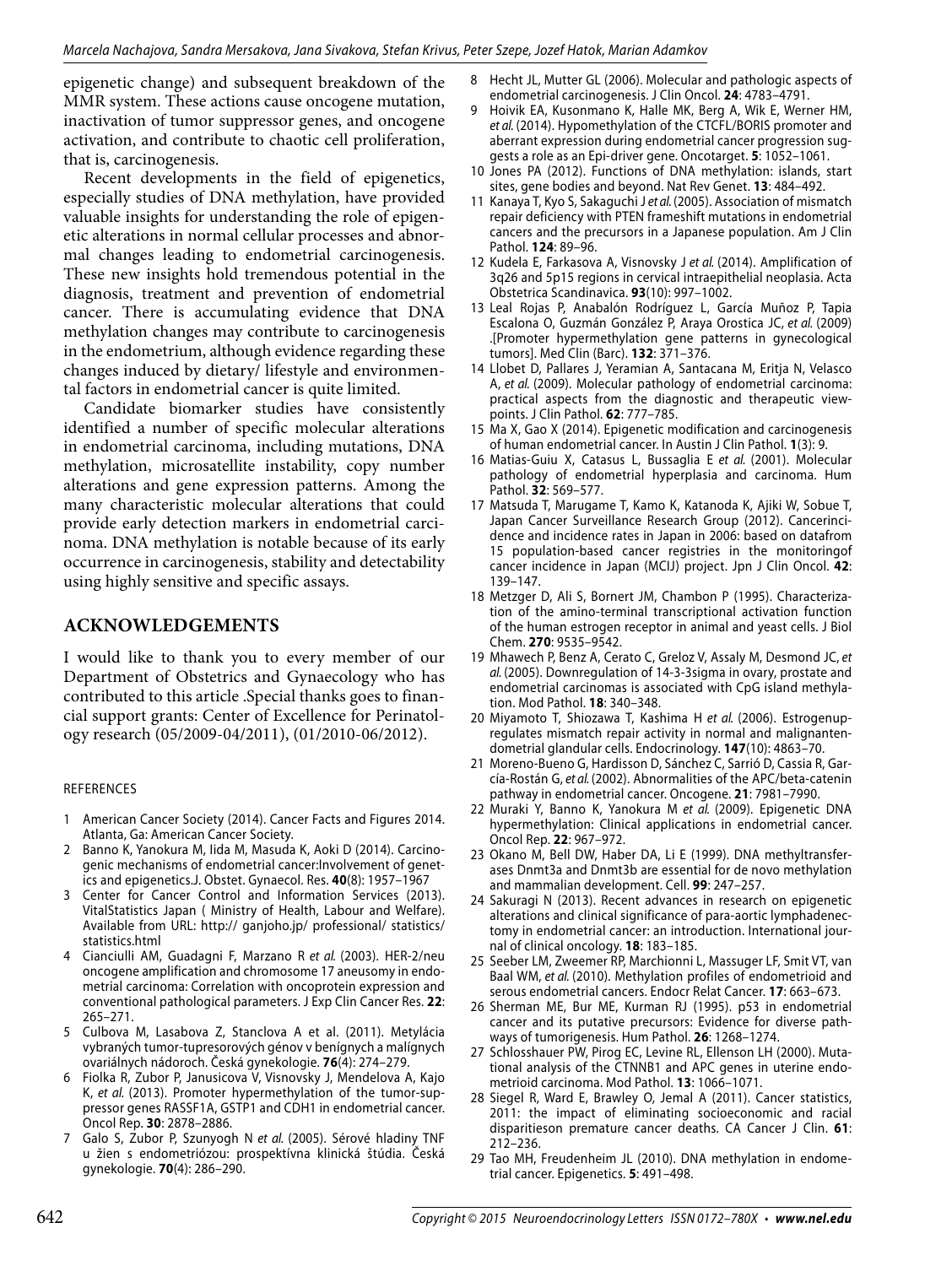epigenetic change) and subsequent breakdown of the MMR system. These actions cause oncogene mutation, inactivation of tumor suppressor genes, and oncogene activation, and contribute to chaotic cell proliferation, that is, carcinogenesis.

Recent developments in the field of epigenetics, especially studies of DNA methylation, have provided valuable insights for understanding the role of epigenetic alterations in normal cellular processes and abnormal changes leading to endometrial carcinogenesis. These new insights hold tremendous potential in the diagnosis, treatment and prevention of endometrial cancer. There is accumulating evidence that DNA methylation changes may contribute to carcinogenesis in the endometrium, although evidence regarding these changes induced by dietary/ lifestyle and environmental factors in endometrial cancer is quite limited.

Candidate biomarker studies have consistently identified a number of specific molecular alterations in endometrial carcinoma, including mutations, DNA methylation, microsatellite instability, copy number alterations and gene expression patterns. Among the many characteristic molecular alterations that could provide early detection markers in endometrial carcinoma. DNA methylation is notable because of its early occurrence in carcinogenesis, stability and detectability using highly sensitive and specific assays.

## ACKNOWLEDGEMENTS

I would like to thank you to every member of our Department of Obstetrics and Gynaecology who has contributed to this article .Special thanks goes to financial support grants: Center of Excellence for Perinatology research (05/2009-04/2011), (01/2010-06/2012).

### REFERENCES

1. American Cancer Society (2014). Cancer Facts and Figures 2014. Atlanta, Ga: American Cancer Society.
2. Banno K, Yanokura M, Iida M, Masuda K, Aoki D (2014). Carcinogenic mechanisms of endometrial cancer:Involvement of genetics and epigenetics.J. Obstet. Gynaecol. Res. **40**(8): 1957–1967
3. Center for Cancer Control and Information Services (2013). VitalStatistics Japan ( Ministry of Health, Labour and Welfare). Available from URL: http:// ganjoho.jp/ professional/ statistics/ statistics.html
4. Cianciulli AM, Guadagni F, Marzano R *et al.* (2003). HER-2/neu oncogene amplification and chromosome 17 aneusomy in endometrial carcinoma: Correlation with oncoprotein expression and conventional pathological parameters. J Exp Clin Cancer Res. **22**: 265–271.
5. Culbova M, Lasabova Z, Stanclova A et al. (2011). Metylácia vybraných tumor-tupresorových génov v benígnych a malígnych ovariálnych nádoroch. Česká gynekologie. **76**(4): 274–279.
6. Fiolka R, Zubor P, Janusicova V, Visnovsky J, Mendelova A, Kajo K, *et al.* (2013). Promoter hypermethylation of the tumor-suppressor genes RASSF1A, GSTP1 and CDH1 in endometrial cancer. Oncol Rep. **30**: 2878–2886.
7. Galo S, Zubor P, Szunyogh N *et al.* (2005). Sérové hladiny TNF u žien s endometriózou: prospektívna klinická štúdia. Česká gynekologie. **70**(4): 286–290.
8. Hecht JL, Mutter GL (2006). Molecular and pathologic aspects of endometrial carcinogenesis. J Clin Oncol. **24**: 4783–4791.
9. Hoivik EA, Kusonmano K, Halle MK, Berg A, Wik E, Werner HM, *et al.* (2014). Hypomethylation of the CTCFL/BORIS promoter and aberrant expression during endometrial cancer progression suggests a role as an Epi-driver gene. Oncotarget. **5**: 1052–1061.
10. Jones PA (2012). Functions of DNA methylation: islands, start sites, gene bodies and beyond. Nat Rev Genet. **13**: 484–492.
11. Kanaya T, Kyo S, Sakaguchi J *et al.* (2005). Association of mismatch repair deficiency with PTEN frameshift mutations in endometrial cancers and the precursors in a Japanese population. Am J Clin Pathol. **124**: 89–96.
12. Kudela E, Farkasova A, Visnovsky J *et al.* (2014). Amplification of 3q26 and 5p15 regions in cervical intraepithelial neoplasia. Acta Obstetrica Scandinavica. **93**(10): 997–1002.
13. Leal Rojas P, Anabalón Rodríguez L, García Muñoz P, Tapia Escalona O, Guzmán González P, Araya Orostica JC, *et al.* (2009) .[Promoter hypermethylation gene patterns in gynecological tumors]. Med Clin (Barc). **132**: 371–376.
14. Llobet D, Pallares J, Yeramian A, Santacana M, Eritja N, Velasco A, *et al.* (2009). Molecular pathology of endometrial carcinoma: practical aspects from the diagnostic and therapeutic viewpoints. J Clin Pathol. **62**: 777–785.
15. Ma X, Gao X (2014). Epigenetic modification and carcinogenesis of human endometrial cancer. In Austin J Clin Pathol. **1**(3): 9.
16. Matias-Guiu X, Catasus L, Bussaglia E *et al.* (2001). Molecular pathology of endometrial hyperplasia and carcinoma. Hum Pathol. **32**: 569–577.
17. Matsuda T, Marugame T, Kamo K, Katanoda K, Ajiki W, Sobue T, Japan Cancer Surveillance Research Group (2012). Cancerincidence and incidence rates in Japan in 2006: based on datafrom 15 population-based cancer registries in the monitoringof cancer incidence in Japan (MCIJ) project. Jpn J Clin Oncol. **42**: 139–147.
18. Metzger D, Ali S, Bornert JM, Chambon P (1995). Characterization of the amino-terminal transcriptional activation function of the human estrogen receptor in animal and yeast cells. J Biol Chem. **270**: 9535–9542.
19. Mhawech P, Benz A, Cerato C, Greloz V, Assaly M, Desmond JC, *et al.* (2005). Downregulation of 14-3-3sigma in ovary, prostate and endometrial carcinomas is associated with CpG island methylation. Mod Pathol. **18**: 340–348.
20. Miyamoto T, Shiozawa T, Kashima H *et al.* (2006). Estrogen-upregulates mismatch repair activity in normal and malignantendometrial glandular cells. Endocrinology. **147**(10): 4863–70.
21. Moreno-Bueno G, Hardisson D, Sánchez C, Sarrió D, Cassia R, García-Rostán G, *et al.* (2002). Abnormalities of the APC/beta-catenin pathway in endometrial cancer. Oncogene. **21**: 7981–7990.
22. Muraki Y, Banno K, Yanokura M *et al.* (2009). Epigenetic DNA hypermethylation: Clinical applications in endometrial cancer. Oncol Rep. **22**: 967–972.
23. Okano M, Bell DW, Haber DA, Li E (1999). DNA methyltransferases Dnmt3a and Dnmt3b are essential for de novo methylation and mammalian development. Cell. **99**: 247–257.
24. Sakuragi N (2013). Recent advances in research on epigenetic alterations and clinical significance of para-aortic lymphadenectomy in endometrial cancer: an introduction. International journal of clinical oncology. **18**: 183–185.
25. Seeber LM, Zweemer RP, Marchionni L, Massuger LF, Smit VT, van Baal WM, *et al.* (2010). Methylation profiles of endometrioid and serous endometrial cancers. Endocr Relat Cancer. **17**: 663–673.
26. Sherman ME, Bur ME, Kurman RJ (1995). p53 in endometrial cancer and its putative precursors: Evidence for diverse pathways of tumorigenesis. Hum Pathol. **26**: 1268–1274.
27. Schlosshauer PW, Pirog EC, Levine RL, Ellenson LH (2000). Mutational analysis of the CTNNB1 and APC genes in uterine endometrioid carcinoma. Mod Pathol. **13**: 1066–1071.
28. Siegel R, Ward E, Brawley O, Jemal A (2011). Cancer statistics, 2011: the impact of eliminating socioeconomic and racial disparitieson premature cancer deaths. CA Cancer J Clin. **61**: 212–236.
29. Tao MH, Freudenheim JL (2010). DNA methylation in endometrial cancer. Epigenetics. **5**: 491–498.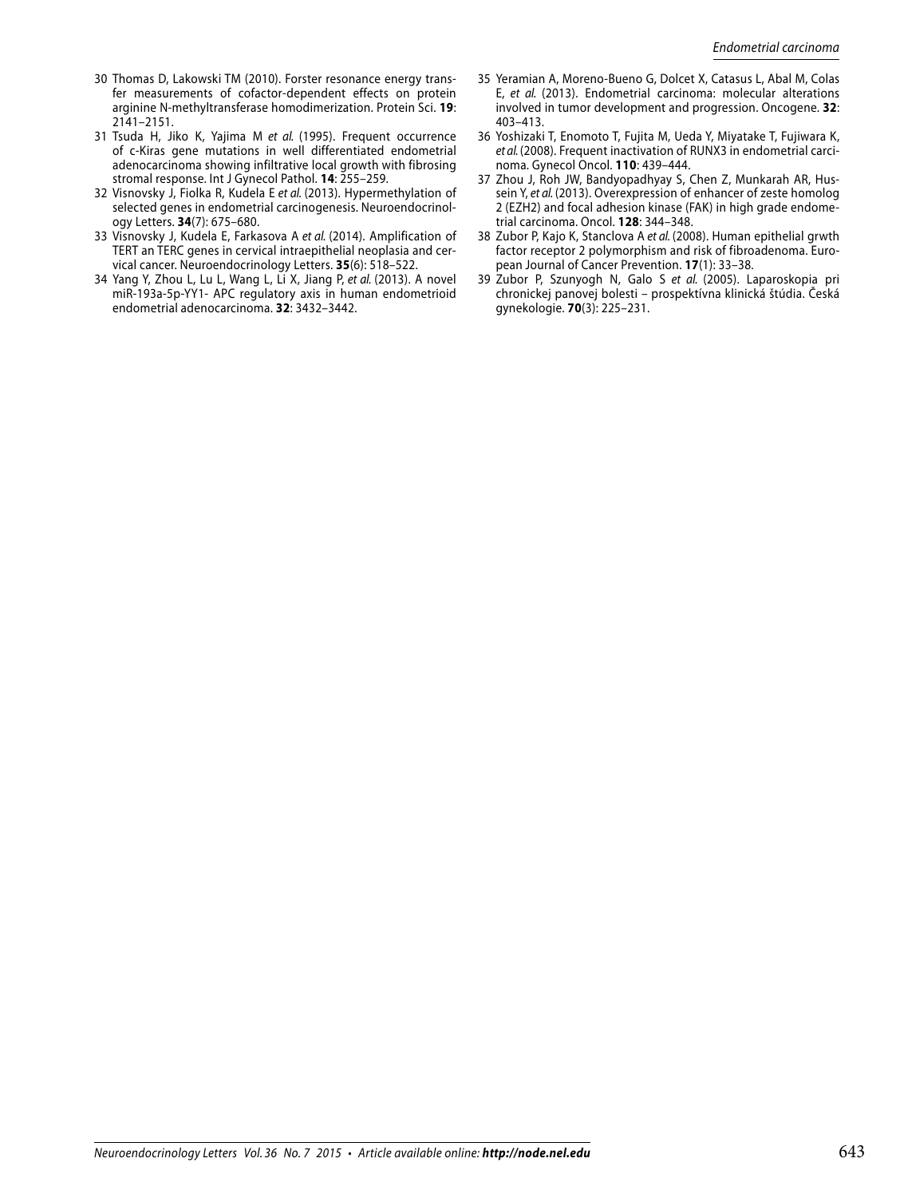30 Thomas D, Lakowski TM (2010). Forster resonance energy transfer measurements of cofactor-dependent effects on protein arginine N-methyltransferase homodimerization. Protein Sci. **19**: 2141–2151.

31 Tsuda H, Jiko K, Yajima M *et al.* (1995). Frequent occurrence of c-Kiras gene mutations in well differentiated endometrial adenocarcinoma showing infiltrative local growth with fibrosing stromal response. Int J Gynecol Pathol. **14**: 255–259.

32 Visnovsky J, Fiolka R, Kudela E *et al.* (2013). Hypermethylation of selected genes in endometrial carcinogenesis. Neuroendocrinology Letters. **34**(7): 675–680.

33 Visnovsky J, Kudela E, Farkasova A *et al.* (2014). Amplification of TERT an TERC genes in cervical intraepithelial neoplasia and cervical cancer. Neuroendocrinology Letters. **35**(6): 518–522.

34 Yang Y, Zhou L, Lu L, Wang L, Li X, Jiang P, *et al.* (2013). A novel miR-193a-5p-YY1- APC regulatory axis in human endometrioid endometrial adenocarcinoma. **32**: 3432–3442.

35 Yeramian A, Moreno-Bueno G, Dolcet X, Catasus L, Abal M, Colas E, *et al.* (2013). Endometrial carcinoma: molecular alterations involved in tumor development and progression. Oncogene. **32**: 403–413.

36 Yoshizaki T, Enomoto T, Fujita M, Ueda Y, Miyatake T, Fujiwara K, *et al.* (2008). Frequent inactivation of RUNX3 in endometrial carcinoma. Gynecol Oncol. **110**: 439–444.

37 Zhou J, Roh JW, Bandyopadhyay S, Chen Z, Munkarah AR, Hussein Y, *et al.* (2013). Overexpression of enhancer of zeste homolog 2 (EZH2) and focal adhesion kinase (FAK) in high grade endometrial carcinoma. Oncol. **128**: 344–348.

38 Zubor P, Kajo K, Stanclova A *et al.* (2008). Human epithelial grwth factor receptor 2 polymorphism and risk of fibroadenoma. European Journal of Cancer Prevention. **17**(1): 33–38.

39 Zubor P, Szunyogh N, Galo S *et al.* (2005). Laparoskopia pri chronickej panovej bolesti – prospektívna klinická štúdia. Česká gynekologie. **70**(3): 225–231.